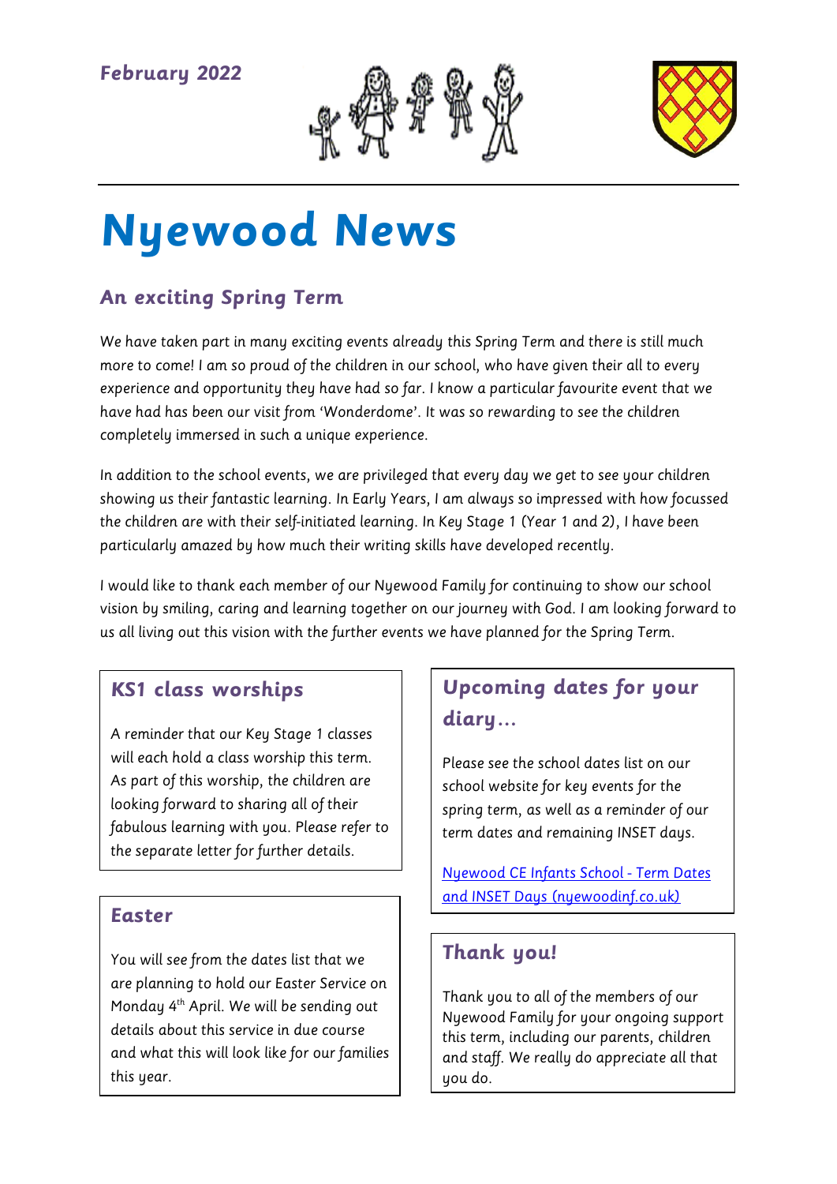**February 2022**

# Nyewood News

## An exciting Spring Term

We have taken part in many exciting events already this Spring Term and there is still much more to come! I am so proud of the children in our school, who have given their all to every experience and opportunity they have had so far. I know a particular favourite event that we have had has been our visit from 'Wonderdome'. It was so rewarding to see the children completely immersed in such a unique experience.

In addition to the school events, we are privileged that every day we get to see your children showing us their fantastic learning. In Early Years, I am always so impressed with how focussed the children are with their self-initiated learning. In Key Stage 1 (Year 1 and 2), I have been particularly amazed by how much their writing skills have developed recently.

I would like to thank each member of our Nyewood Family for continuing to show our school vision by smiling, caring and learning together on our journey with God. I am looking forward to us all living out this vision with the further events we have planned for the Spring Term.

### KS1 class worships

A reminder that our Key Stage 1 classes will each hold a class worship this term. As part of this worship, the children are looking forward to sharing all of their fabulous learning with you. Please refer to the separate letter for further details.

### Easter

You will see from the dates list that we are planning to hold our Easter Service on Monday 4th April. We will be sending out details about this service in due course and what this will look like for our families this year.

### Upcoming dates for your diary…

Please see the school dates list on our school website for key events for the spring term, as well as a reminder of our term dates and remaining INSET days.

[Nyewood CE Infants School - Term Dates and INSET Days (nyewoodinf.co.uk)]

### Thank you!

Thank you to all of the members of our Nyewood Family for your ongoing support this term, including our parents, children and staff. We really do appreciate all that you do.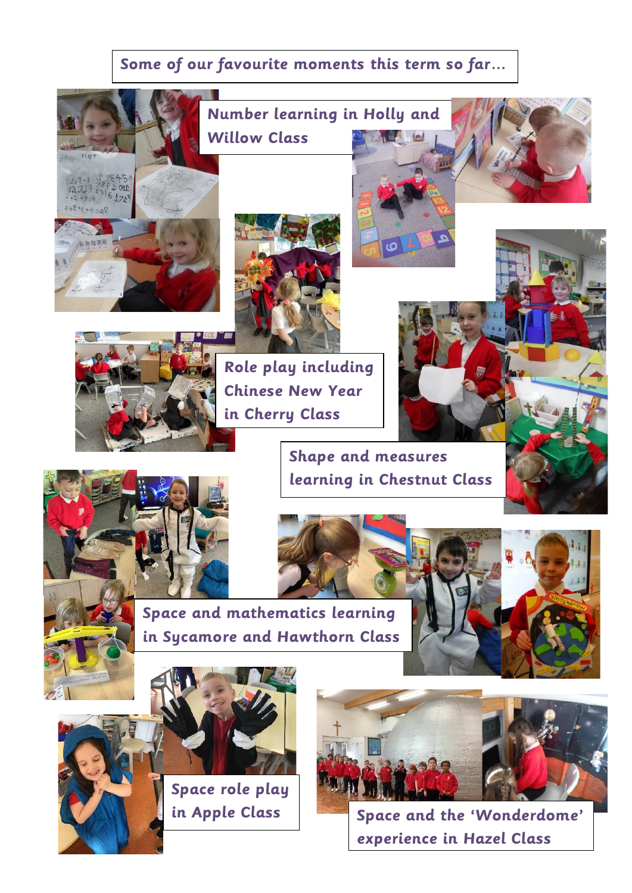## Some of our favourite moments this term so far…

Number learning in Holly and Willow Class

Role play including Chinese New Year in Cherry Class

Shape and measures learning in Chestnut Class

Space and mathematics learning in Sycamore and Hawthorn Class

Space role play in Apple Class

Space and the 'Wonderdome' experience in Hazel Class